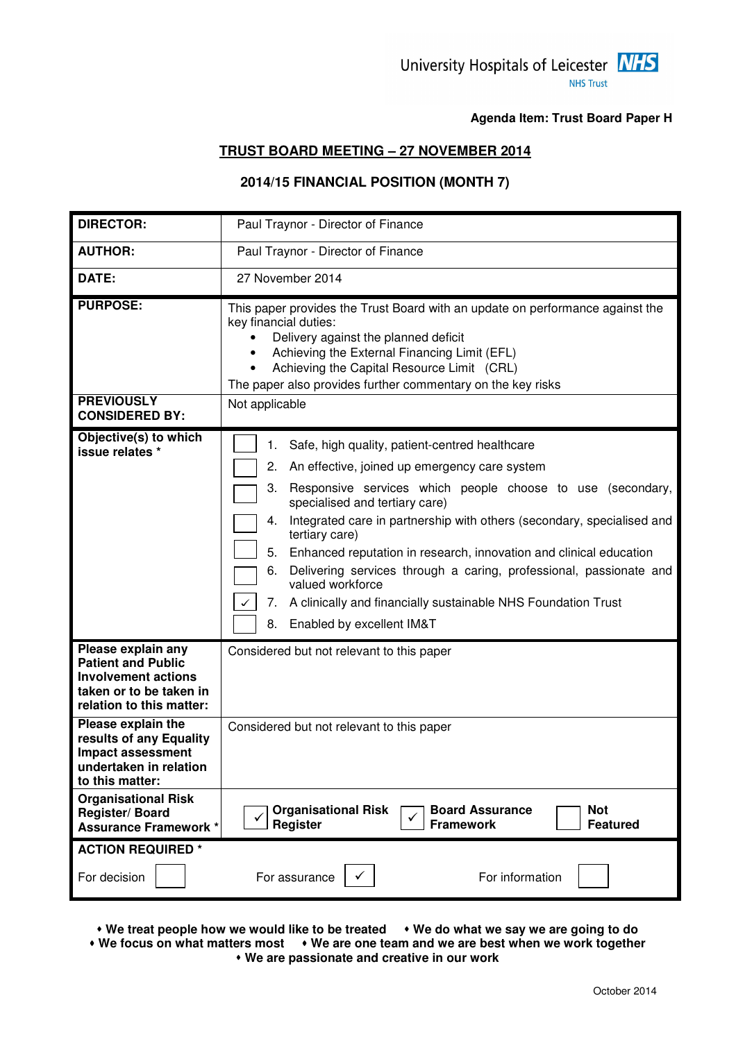University Hospitals of Leicester NHS Trust

**Agenda Item: Trust Board Paper H**

# TRUST BOARD MEETING – 27 NOVEMBER 2014

## 2014/15 FINANCIAL POSITION (MONTH 7)

| | |
|---|---|
| **DIRECTOR:** | Paul Traynor - Director of Finance |
| **AUTHOR:** | Paul Traynor - Director of Finance |
| **DATE:** | 27 November 2014 |
| **PURPOSE:** | This paper provides the Trust Board with an update on performance against the key financial duties:<br>• Delivery against the planned deficit<br>• Achieving the External Financing Limit (EFL)<br>• Achieving the Capital Resource Limit (CRL)<br>The paper also provides further commentary on the key risks |
| **PREVIOUSLY CONSIDERED BY:** | Not applicable |
| **Objective(s) to which issue relates \*** | ☐ 1. Safe, high quality, patient-centred healthcare<br>☐ 2. An effective, joined up emergency care system<br>☐ 3. Responsive services which people choose to use (secondary, specialised and tertiary care)<br>☐ 4. Integrated care in partnership with others (secondary, specialised and tertiary care)<br>☐ 5. Enhanced reputation in research, innovation and clinical education<br>☐ 6. Delivering services through a caring, professional, passionate and valued workforce<br>✓ 7. A clinically and financially sustainable NHS Foundation Trust<br>☐ 8. Enabled by excellent IM&T |
| **Please explain any Patient and Public Involvement actions taken or to be taken in relation to this matter:** | Considered but not relevant to this paper |
| **Please explain the results of any Equality Impact assessment undertaken in relation to this matter:** | Considered but not relevant to this paper |
| **Organisational Risk Register/ Board Assurance Framework \*** | ✓ **Organisational Risk Register** ✓ **Board Assurance Framework** ☐ **Not Featured** |
| **ACTION REQUIRED \*** | For decision ☐ For assurance ✓ For information ☐ |

**• We treat people how we would like to be treated • We do what we say we are going to do**
**• We focus on what matters most • We are one team and we are best when we work together**
**• We are passionate and creative in our work**

October 2014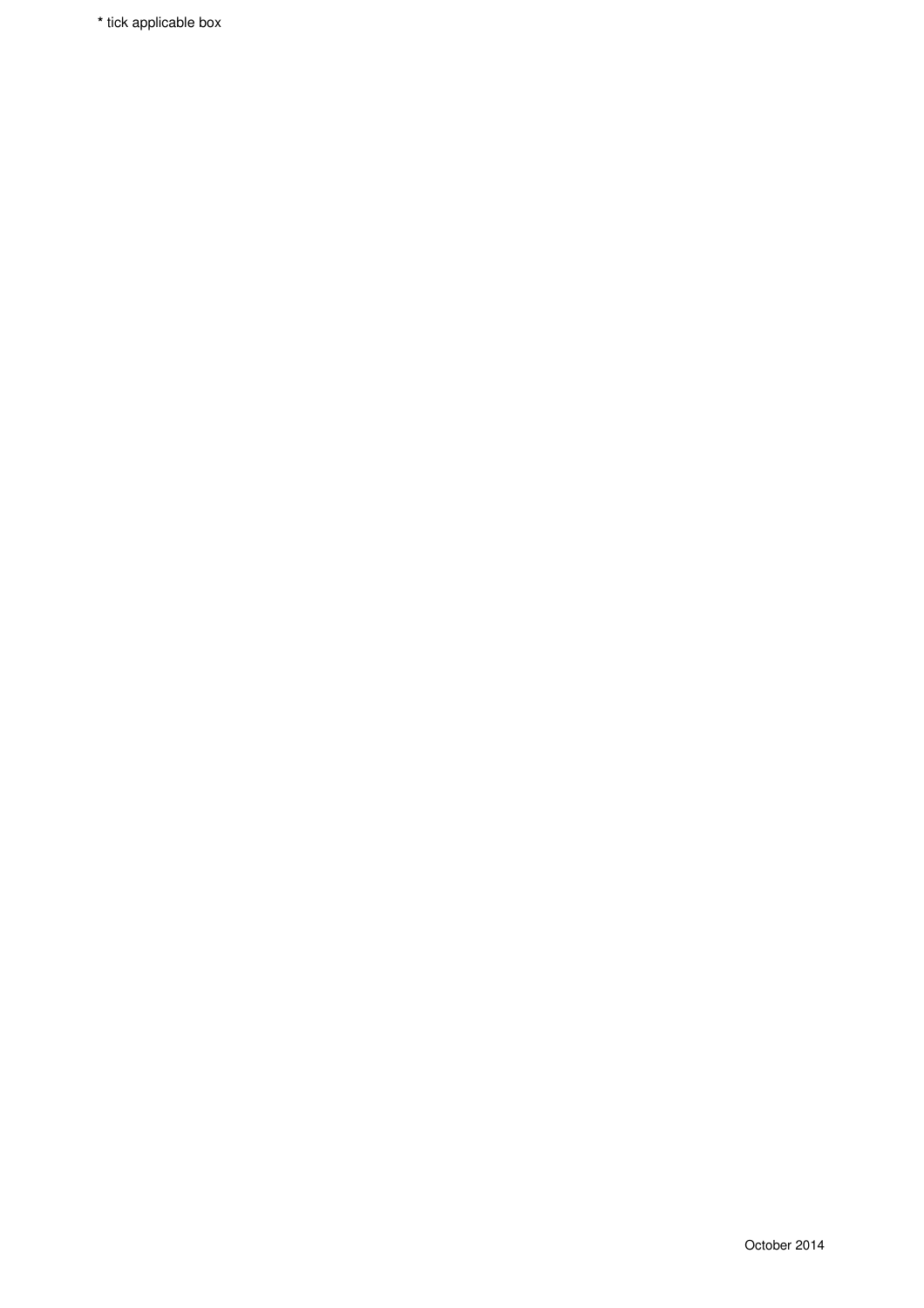* tick applicable box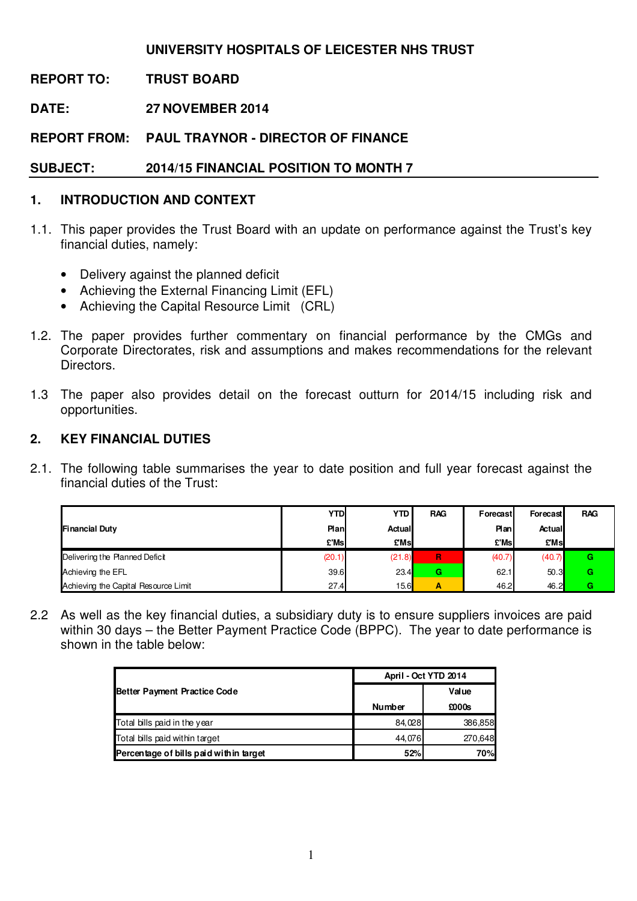**UNIVERSITY HOSPITALS OF LEICESTER NHS TRUST**

**REPORT TO:** **TRUST BOARD**

**DATE:** **27 NOVEMBER 2014**

**REPORT FROM:** **PAUL TRAYNOR - DIRECTOR OF FINANCE**

**SUBJECT:** **2014/15 FINANCIAL POSITION TO MONTH 7**

## 1. INTRODUCTION AND CONTEXT

1.1. This paper provides the Trust Board with an update on performance against the Trust's key financial duties, namely:

- Delivery against the planned deficit
- Achieving the External Financing Limit (EFL)
- Achieving the Capital Resource Limit (CRL)

1.2. The paper provides further commentary on financial performance by the CMGs and Corporate Directorates, risk and assumptions and makes recommendations for the relevant Directors.

1.3 The paper also provides detail on the forecast outturn for 2014/15 including risk and opportunities.

## 2. KEY FINANCIAL DUTIES

2.1. The following table summarises the year to date position and full year forecast against the financial duties of the Trust:

| Financial Duty | YTD Plan £'Ms | YTD Actual £'Ms | RAG | Forecast Plan £'Ms | Forecast Actual £'Ms | RAG |
|---|---|---|---|---|---|---|
| Delivering the Planned Deficit | (20.1) | (21.8) | R | (40.7) | (40.7) | G |
| Achieving the EFL | 39.6 | 23.4 | G | 62.1 | 50.3 | G |
| Achieving the Capital Resource Limit | 27.4 | 15.6 | A | 46.2 | 46.2 | G |

2.2 As well as the key financial duties, a subsidiary duty is to ensure suppliers invoices are paid within 30 days – the Better Payment Practice Code (BPPC). The year to date performance is shown in the table below:

| Better Payment Practice Code | April - Oct YTD 2014 | |
|---|---|---|
| | Number | Value £000s |
| Total bills paid in the year | 84,028 | 386,858 |
| Total bills paid within target | 44,076 | 270,648 |
| **Percentage of bills paid within target** | **52%** | **70%** |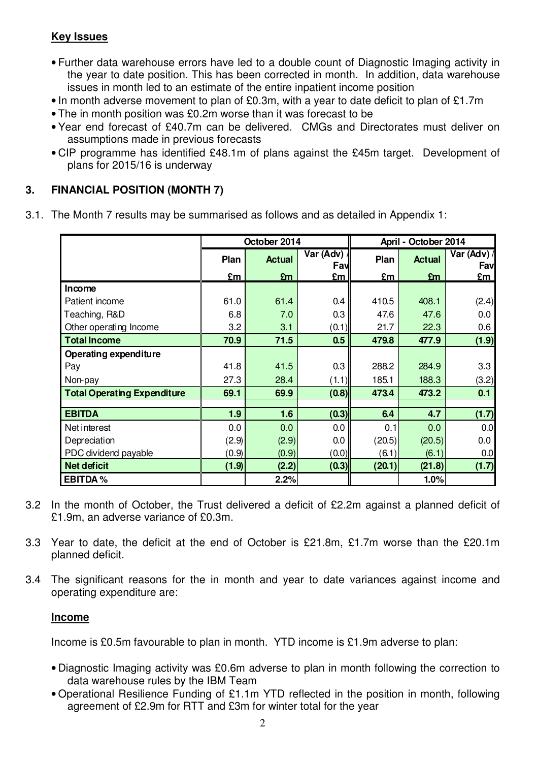**Key Issues**

- Further data warehouse errors have led to a double count of Diagnostic Imaging activity in the year to date position. This has been corrected in month. In addition, data warehouse issues in month led to an estimate of the entire inpatient income position
- In month adverse movement to plan of £0.3m, with a year to date deficit to plan of £1.7m
- The in month position was £0.2m worse than it was forecast to be
- Year end forecast of £40.7m can be delivered. CMGs and Directorates must deliver on assumptions made in previous forecasts
- CIP programme has identified £48.1m of plans against the £45m target. Development of plans for 2015/16 is underway

## 3. FINANCIAL POSITION (MONTH 7)

3.1. The Month 7 results may be summarised as follows and as detailed in Appendix 1:

| | October 2014 | | | April - October 2014 | | |
|---|---|---|---|---|---|---|
| | Plan | Actual | Var (Adv) / Fav | Plan | Actual | Var (Adv) / Fav |
| | £m | £m | £m | £m | £m | £m |
| **Income** | | | | | | |
| Patient income | 61.0 | 61.4 | 0.4 | 410.5 | 408.1 | (2.4) |
| Teaching, R&D | 6.8 | 7.0 | 0.3 | 47.6 | 47.6 | 0.0 |
| Other operating Income | 3.2 | 3.1 | (0.1) | 21.7 | 22.3 | 0.6 |
| **Total Income** | **70.9** | **71.5** | **0.5** | **479.8** | **477.9** | **(1.9)** |
| **Operating expenditure** | | | | | | |
| Pay | 41.8 | 41.5 | 0.3 | 288.2 | 284.9 | 3.3 |
| Non-pay | 27.3 | 28.4 | (1.1) | 185.1 | 188.3 | (3.2) |
| **Total Operating Expenditure** | **69.1** | **69.9** | **(0.8)** | **473.4** | **473.2** | **0.1** |
| | | | | | | |
| **EBITDA** | **1.9** | **1.6** | **(0.3)** | **6.4** | **4.7** | **(1.7)** |
| Net interest | 0.0 | 0.0 | 0.0 | 0.1 | 0.0 | 0.0 |
| Depreciation | (2.9) | (2.9) | 0.0 | (20.5) | (20.5) | 0.0 |
| PDC dividend payable | (0.9) | (0.9) | (0.0) | (6.1) | (6.1) | 0.0 |
| **Net deficit** | **(1.9)** | **(2.2)** | **(0.3)** | **(20.1)** | **(21.8)** | **(1.7)** |
| **EBITDA %** | | 2.2% | | | 1.0% | |

3.2 In the month of October, the Trust delivered a deficit of £2.2m against a planned deficit of £1.9m, an adverse variance of £0.3m.

3.3 Year to date, the deficit at the end of October is £21.8m, £1.7m worse than the £20.1m planned deficit.

3.4 The significant reasons for the in month and year to date variances against income and operating expenditure are:

**Income**

Income is £0.5m favourable to plan in month. YTD income is £1.9m adverse to plan:

- Diagnostic Imaging activity was £0.6m adverse to plan in month following the correction to data warehouse rules by the IBM Team
- Operational Resilience Funding of £1.1m YTD reflected in the position in month, following agreement of £2.9m for RTT and £3m for winter total for the year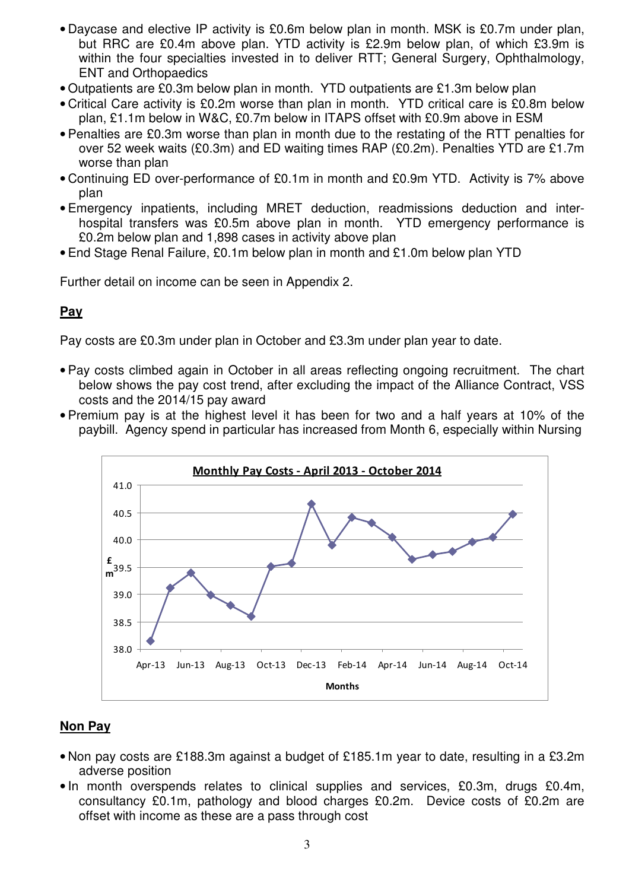- Daycase and elective IP activity is £0.6m below plan in month. MSK is £0.7m under plan, but RRC are £0.4m above plan. YTD activity is £2.9m below plan, of which £3.9m is within the four specialties invested in to deliver RTT; General Surgery, Ophthalmology, ENT and Orthopaedics
- Outpatients are £0.3m below plan in month. YTD outpatients are £1.3m below plan
- Critical Care activity is £0.2m worse than plan in month. YTD critical care is £0.8m below plan, £1.1m below in W&C, £0.7m below in ITAPS offset with £0.9m above in ESM
- Penalties are £0.3m worse than plan in month due to the restating of the RTT penalties for over 52 week waits (£0.3m) and ED waiting times RAP (£0.2m). Penalties YTD are £1.7m worse than plan
- Continuing ED over-performance of £0.1m in month and £0.9m YTD. Activity is 7% above plan
- Emergency inpatients, including MRET deduction, readmissions deduction and inter-hospital transfers was £0.5m above plan in month. YTD emergency performance is £0.2m below plan and 1,898 cases in activity above plan
- End Stage Renal Failure, £0.1m below plan in month and £1.0m below plan YTD

Further detail on income can be seen in Appendix 2.

## Pay

Pay costs are £0.3m under plan in October and £3.3m under plan year to date.

- Pay costs climbed again in October in all areas reflecting ongoing recruitment. The chart below shows the pay cost trend, after excluding the impact of the Alliance Contract, VSS costs and the 2014/15 pay award
- Premium pay is at the highest level it has been for two and a half years at 10% of the paybill. Agency spend in particular has increased from Month 6, especially within Nursing

**Monthly Pay Costs - April 2013 - October 2014**

| Month | £m |
|---|---|
| Apr-13 | 38.15 |
| May-13 | 39.12 |
| Jun-13 | 39.40 |
| Jul-13 | 38.99 |
| Aug-13 | 38.80 |
| Sep-13 | 38.60 |
| Oct-13 | 39.51 |
| Nov-13 | 39.57 |
| Dec-13 | 40.66 |
| Jan-14 | 39.90 |
| Feb-14 | 40.41 |
| Mar-14 | 40.31 |
| Apr-14 | 40.05 |
| May-14 | 39.64 |
| Jun-14 | 39.73 |
| Jul-14 | 39.79 |
| Aug-14 | 39.96 |
| Sep-14 | 40.05 |
| Oct-14 | 40.48 |

## Non Pay

- Non pay costs are £188.3m against a budget of £185.1m year to date, resulting in a £3.2m adverse position
- In month overspends relates to clinical supplies and services, £0.3m, drugs £0.4m, consultancy £0.1m, pathology and blood charges £0.2m. Device costs of £0.2m are offset with income as these are a pass through cost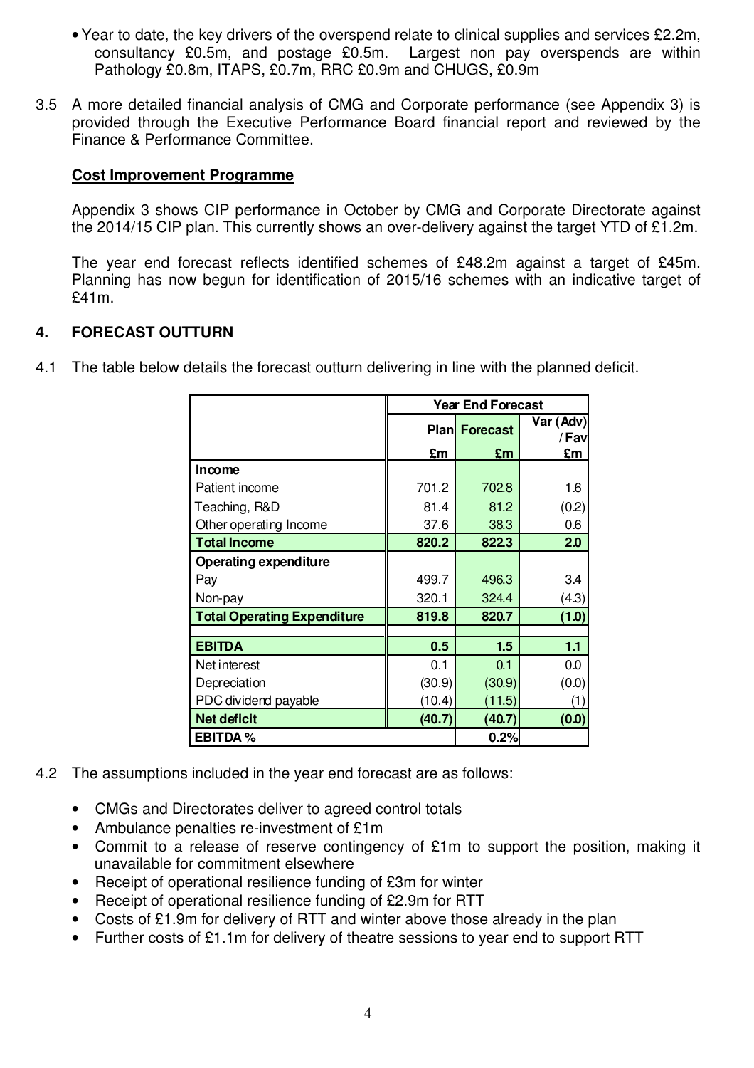- Year to date, the key drivers of the overspend relate to clinical supplies and services £2.2m, consultancy £0.5m, and postage £0.5m. Largest non pay overspends are within Pathology £0.8m, ITAPS, £0.7m, RRC £0.9m and CHUGS, £0.9m

3.5 A more detailed financial analysis of CMG and Corporate performance (see Appendix 3) is provided through the Executive Performance Board financial report and reviewed by the Finance & Performance Committee.

**Cost Improvement Programme**

Appendix 3 shows CIP performance in October by CMG and Corporate Directorate against the 2014/15 CIP plan. This currently shows an over-delivery against the target YTD of £1.2m.

The year end forecast reflects identified schemes of £48.2m against a target of £45m. Planning has now begun for identification of 2015/16 schemes with an indicative target of £41m.

## 4. FORECAST OUTTURN

4.1 The table below details the forecast outturn delivering in line with the planned deficit.

| | Year End Forecast | | |
|---|---|---|---|
| | Plan | Forecast | Var (Adv) / Fav |
| | £m | £m | £m |
| **Income** | | | |
| Patient income | 701.2 | 702.8 | 1.6 |
| Teaching, R&D | 81.4 | 81.2 | (0.2) |
| Other operating Income | 37.6 | 38.3 | 0.6 |
| **Total Income** | **820.2** | **822.3** | **2.0** |
| **Operating expenditure** | | | |
| Pay | 499.7 | 496.3 | 3.4 |
| Non-pay | 320.1 | 324.4 | (4.3) |
| **Total Operating Expenditure** | **819.8** | **820.7** | **(1.0)** |
| **EBITDA** | **0.5** | **1.5** | **1.1** |
| Net interest | 0.1 | 0.1 | 0.0 |
| Depreciation | (30.9) | (30.9) | (0.0) |
| PDC dividend payable | (10.4) | (11.5) | (1) |
| **Net deficit** | **(40.7)** | **(40.7)** | **(0.0)** |
| **EBITDA %** | | **0.2%** | |

4.2 The assumptions included in the year end forecast are as follows:

- CMGs and Directorates deliver to agreed control totals
- Ambulance penalties re-investment of £1m
- Commit to a release of reserve contingency of £1m to support the position, making it unavailable for commitment elsewhere
- Receipt of operational resilience funding of £3m for winter
- Receipt of operational resilience funding of £2.9m for RTT
- Costs of £1.9m for delivery of RTT and winter above those already in the plan
- Further costs of £1.1m for delivery of theatre sessions to year end to support RTT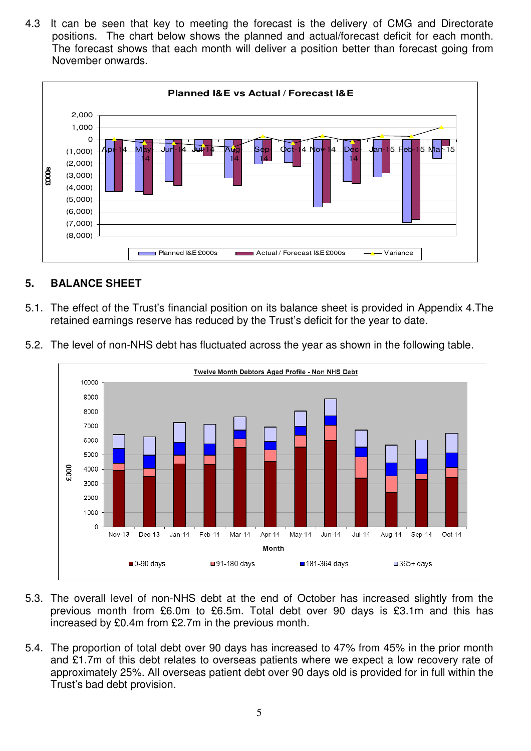4.3 It can be seen that key to meeting the forecast is the delivery of CMG and Directorate positions. The chart below shows the planned and actual/forecast deficit for each month. The forecast shows that each month will deliver a position better than forecast going from November onwards.

## 5. BALANCE SHEET

5.1. The effect of the Trust's financial position on its balance sheet is provided in Appendix 4.The retained earnings reserve has reduced by the Trust's deficit for the year to date.

5.2. The level of non-NHS debt has fluctuated across the year as shown in the following table.

5.3. The overall level of non-NHS debt at the end of October has increased slightly from the previous month from £6.0m to £6.5m. Total debt over 90 days is £3.1m and this has increased by £0.4m from £2.7m in the previous month.

5.4. The proportion of total debt over 90 days has increased to 47% from 45% in the prior month and £1.7m of this debt relates to overseas patients where we expect a low recovery rate of approximately 25%. All overseas patient debt over 90 days old is provided for in full within the Trust's bad debt provision.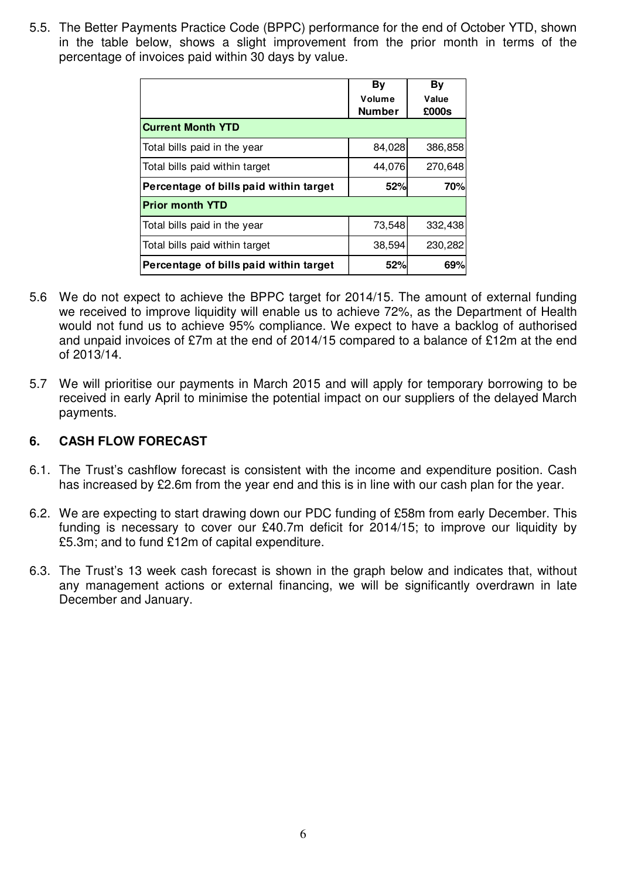5.5. The Better Payments Practice Code (BPPC) performance for the end of October YTD, shown in the table below, shows a slight improvement from the prior month in terms of the percentage of invoices paid within 30 days by value.

| | By Volume Number | By Value £000s |
|---|---|---|
| **Current Month YTD** | | |
| Total bills paid in the year | 84,028 | 386,858 |
| Total bills paid within target | 44,076 | 270,648 |
| **Percentage of bills paid within target** | **52%** | **70%** |
| **Prior month YTD** | | |
| Total bills paid in the year | 73,548 | 332,438 |
| Total bills paid within target | 38,594 | 230,282 |
| **Percentage of bills paid within target** | **52%** | **69%** |

5.6 We do not expect to achieve the BPPC target for 2014/15. The amount of external funding we received to improve liquidity will enable us to achieve 72%, as the Department of Health would not fund us to achieve 95% compliance. We expect to have a backlog of authorised and unpaid invoices of £7m at the end of 2014/15 compared to a balance of £12m at the end of 2013/14.

5.7 We will prioritise our payments in March 2015 and will apply for temporary borrowing to be received in early April to minimise the potential impact on our suppliers of the delayed March payments.

## 6. CASH FLOW FORECAST

6.1. The Trust's cashflow forecast is consistent with the income and expenditure position. Cash has increased by £2.6m from the year end and this is in line with our cash plan for the year.

6.2. We are expecting to start drawing down our PDC funding of £58m from early December. This funding is necessary to cover our £40.7m deficit for 2014/15; to improve our liquidity by £5.3m; and to fund £12m of capital expenditure.

6.3. The Trust's 13 week cash forecast is shown in the graph below and indicates that, without any management actions or external financing, we will be significantly overdrawn in late December and January.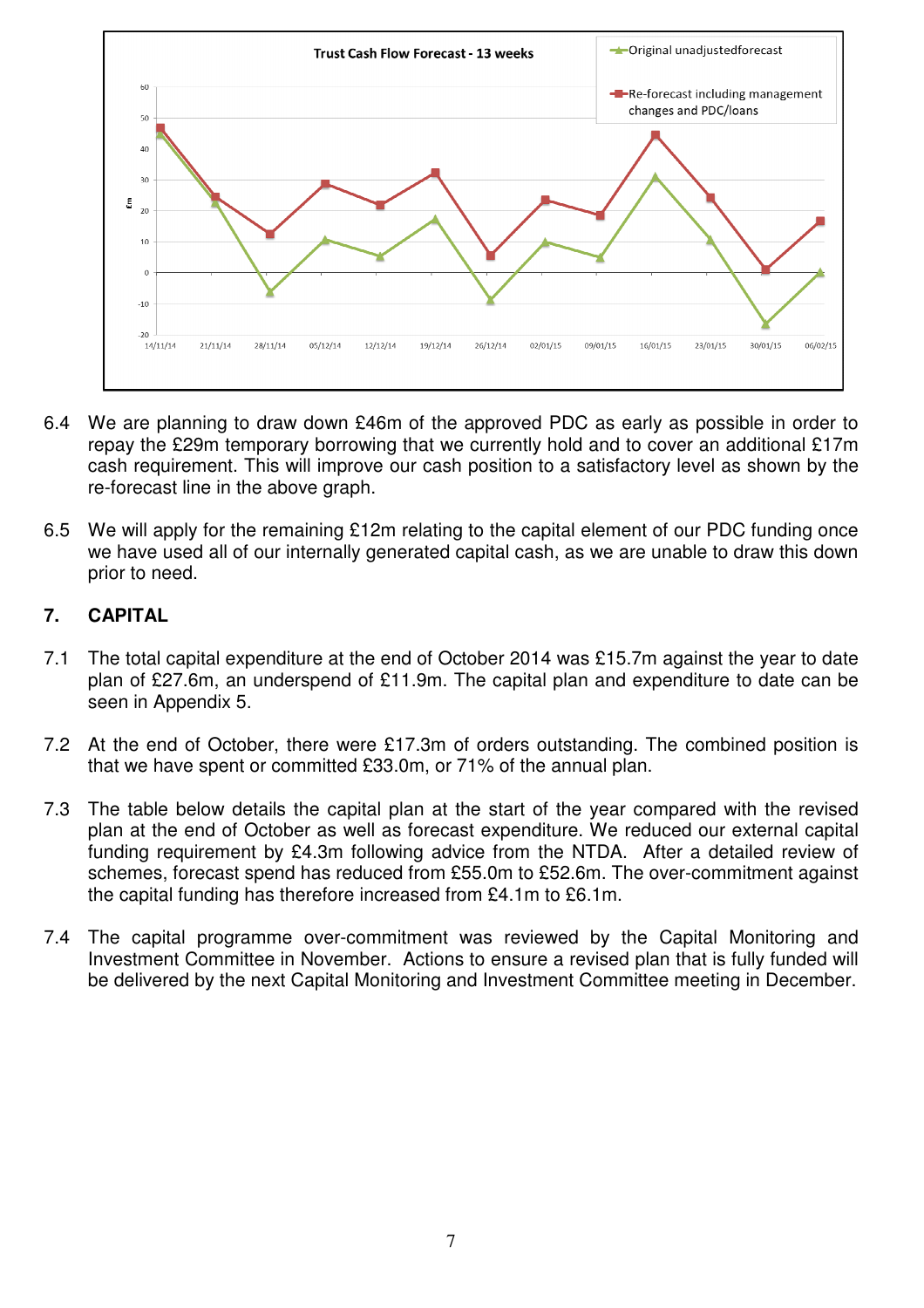6.4 We are planning to draw down £46m of the approved PDC as early as possible in order to repay the £29m temporary borrowing that we currently hold and to cover an additional £17m cash requirement. This will improve our cash position to a satisfactory level as shown by the re-forecast line in the above graph.

6.5 We will apply for the remaining £12m relating to the capital element of our PDC funding once we have used all of our internally generated capital cash, as we are unable to draw this down prior to need.

## 7. CAPITAL

7.1 The total capital expenditure at the end of October 2014 was £15.7m against the year to date plan of £27.6m, an underspend of £11.9m. The capital plan and expenditure to date can be seen in Appendix 5.

7.2 At the end of October, there were £17.3m of orders outstanding. The combined position is that we have spent or committed £33.0m, or 71% of the annual plan.

7.3 The table below details the capital plan at the start of the year compared with the revised plan at the end of October as well as forecast expenditure. We reduced our external capital funding requirement by £4.3m following advice from the NTDA. After a detailed review of schemes, forecast spend has reduced from £55.0m to £52.6m. The over-commitment against the capital funding has therefore increased from £4.1m to £6.1m.

7.4 The capital programme over-commitment was reviewed by the Capital Monitoring and Investment Committee in November. Actions to ensure a revised plan that is fully funded will be delivered by the next Capital Monitoring and Investment Committee meeting in December.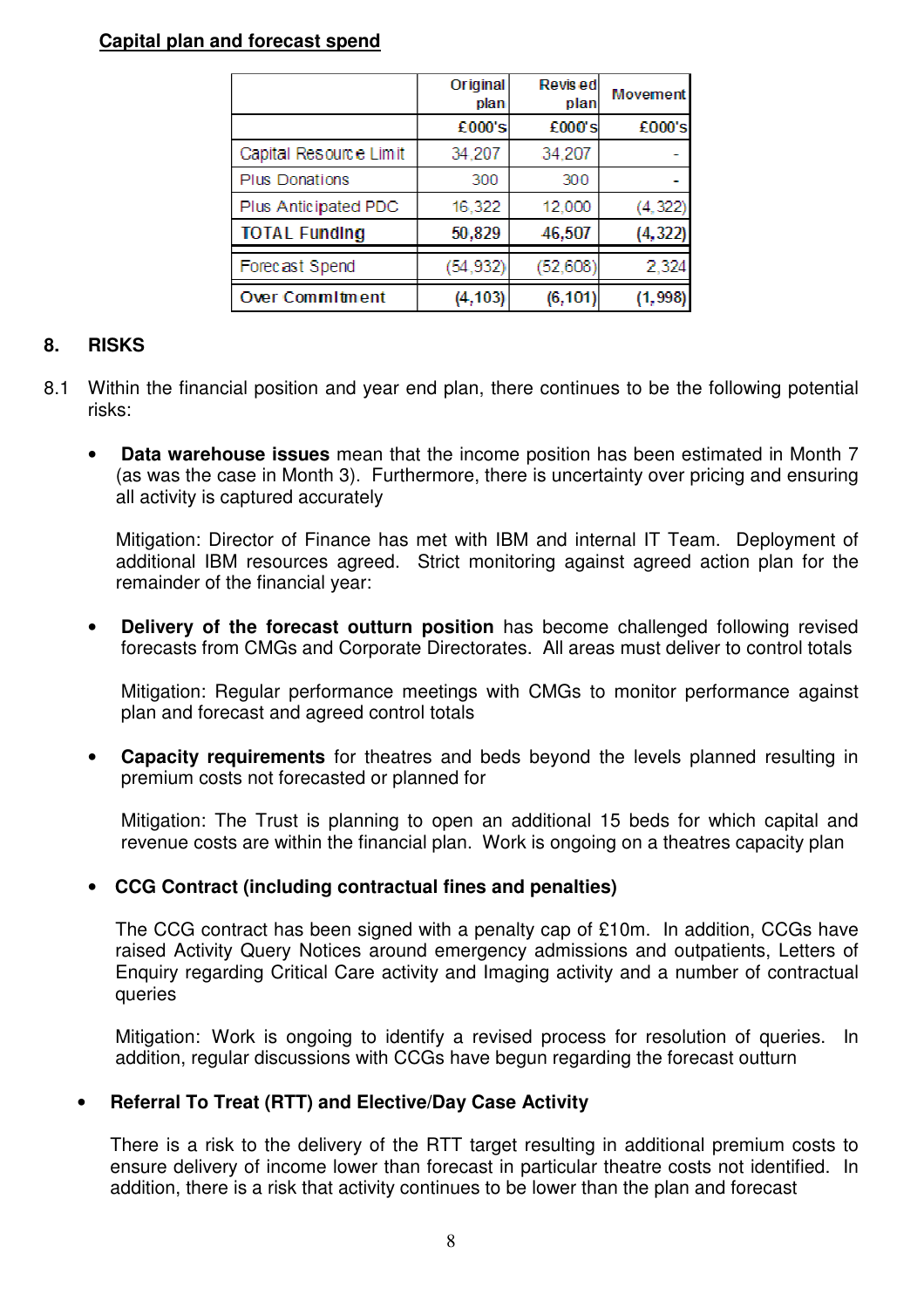**Capital plan and forecast spend**

| | Original plan | Revised plan | Movement |
|---|---|---|---|
| | £000's | £000's | £000's |
| Capital Resource Limit | 34,207 | 34,207 | - |
| Plus Donations | 300 | 300 | - |
| Plus Anticipated PDC | 16,322 | 12,000 | (4,322) |
| **TOTAL Funding** | **50,829** | **46,507** | **(4,322)** |
| Forecast Spend | (54,932) | (52,608) | 2,324 |
| **Over Commitment** | **(4,103)** | **(6,101)** | **(1,998)** |

## 8. RISKS

8.1 Within the financial position and year end plan, there continues to be the following potential risks:

- **Data warehouse issues** mean that the income position has been estimated in Month 7 (as was the case in Month 3). Furthermore, there is uncertainty over pricing and ensuring all activity is captured accurately

  Mitigation: Director of Finance has met with IBM and internal IT Team. Deployment of additional IBM resources agreed. Strict monitoring against agreed action plan for the remainder of the financial year:

- **Delivery of the forecast outturn position** has become challenged following revised forecasts from CMGs and Corporate Directorates. All areas must deliver to control totals

  Mitigation: Regular performance meetings with CMGs to monitor performance against plan and forecast and agreed control totals

- **Capacity requirements** for theatres and beds beyond the levels planned resulting in premium costs not forecasted or planned for

  Mitigation: The Trust is planning to open an additional 15 beds for which capital and revenue costs are within the financial plan. Work is ongoing on a theatres capacity plan

- **CCG Contract (including contractual fines and penalties)**

  The CCG contract has been signed with a penalty cap of £10m. In addition, CCGs have raised Activity Query Notices around emergency admissions and outpatients, Letters of Enquiry regarding Critical Care activity and Imaging activity and a number of contractual queries

  Mitigation: Work is ongoing to identify a revised process for resolution of queries. In addition, regular discussions with CCGs have begun regarding the forecast outturn

- **Referral To Treat (RTT) and Elective/Day Case Activity**

  There is a risk to the delivery of the RTT target resulting in additional premium costs to ensure delivery of income lower than forecast in particular theatre costs not identified. In addition, there is a risk that activity continues to be lower than the plan and forecast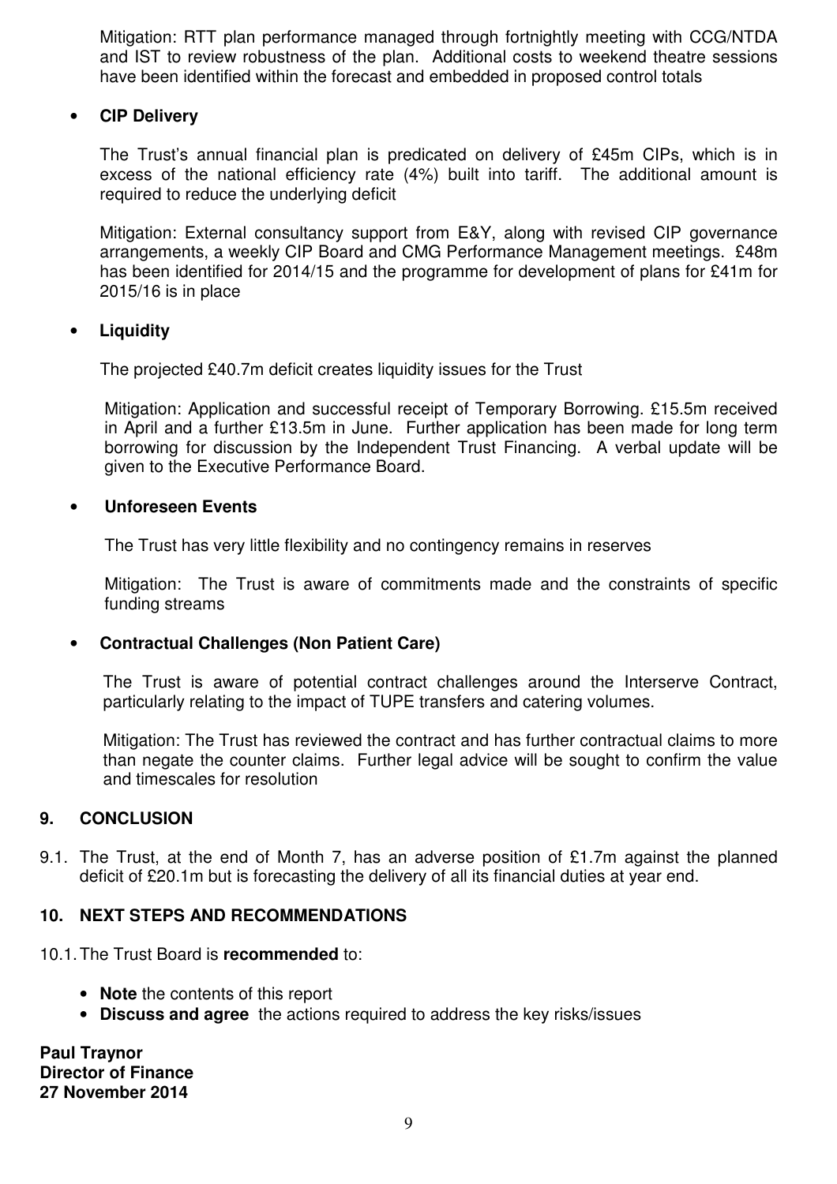Mitigation: RTT plan performance managed through fortnightly meeting with CCG/NTDA and IST to review robustness of the plan. Additional costs to weekend theatre sessions have been identified within the forecast and embedded in proposed control totals

- **CIP Delivery**

  The Trust's annual financial plan is predicated on delivery of £45m CIPs, which is in excess of the national efficiency rate (4%) built into tariff. The additional amount is required to reduce the underlying deficit

  Mitigation: External consultancy support from E&Y, along with revised CIP governance arrangements, a weekly CIP Board and CMG Performance Management meetings. £48m has been identified for 2014/15 and the programme for development of plans for £41m for 2015/16 is in place

- **Liquidity**

  The projected £40.7m deficit creates liquidity issues for the Trust

  Mitigation: Application and successful receipt of Temporary Borrowing. £15.5m received in April and a further £13.5m in June. Further application has been made for long term borrowing for discussion by the Independent Trust Financing. A verbal update will be given to the Executive Performance Board.

- **Unforeseen Events**

  The Trust has very little flexibility and no contingency remains in reserves

  Mitigation: The Trust is aware of commitments made and the constraints of specific funding streams

- **Contractual Challenges (Non Patient Care)**

  The Trust is aware of potential contract challenges around the Interserve Contract, particularly relating to the impact of TUPE transfers and catering volumes.

  Mitigation: The Trust has reviewed the contract and has further contractual claims to more than negate the counter claims. Further legal advice will be sought to confirm the value and timescales for resolution

## 9. CONCLUSION

9.1. The Trust, at the end of Month 7, has an adverse position of £1.7m against the planned deficit of £20.1m but is forecasting the delivery of all its financial duties at year end.

## 10. NEXT STEPS AND RECOMMENDATIONS

10.1. The Trust Board is **recommended** to:

- **Note** the contents of this report
- **Discuss and agree** the actions required to address the key risks/issues

**Paul Traynor**
**Director of Finance**
**27 November 2014**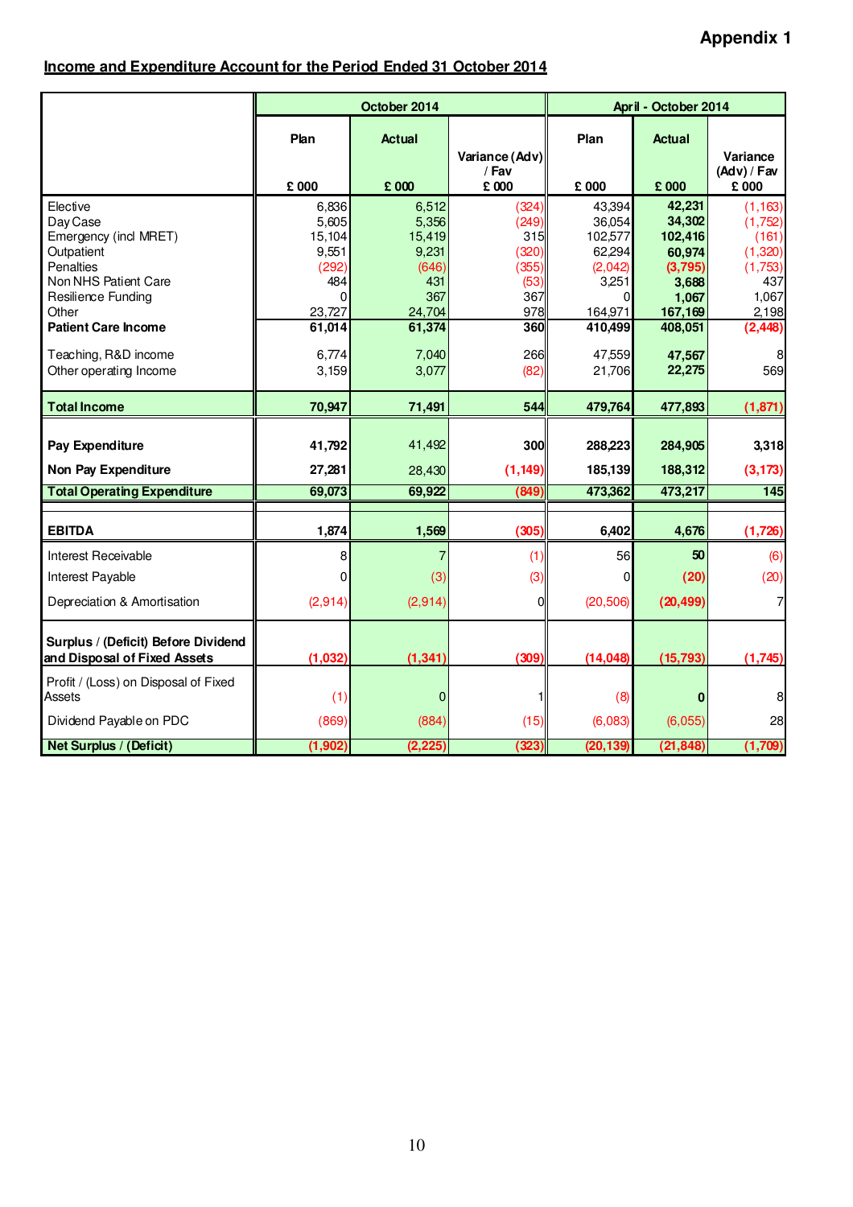**Appendix 1**

**Income and Expenditure Account for the Period Ended 31 October 2014**

| | October 2014 | | | April - October 2014 | | |
|---|---|---|---|---|---|---|
| | Plan<br>£ 000 | Actual<br>£ 000 | Variance (Adv) / Fav<br>£ 000 | Plan<br>£ 000 | Actual<br>£ 000 | Variance (Adv) / Fav<br>£ 000 |
| Elective | 6,836 | 6,512 | (324) | 43,394 | 42,231 | (1,163) |
| Day Case | 5,605 | 5,356 | (249) | 36,054 | 34,302 | (1,752) |
| Emergency (incl MRET) | 15,104 | 15,419 | 315 | 102,577 | 102,416 | (161) |
| Outpatient | 9,551 | 9,231 | (320) | 62,294 | 60,974 | (1,320) |
| Penalties | (292) | (646) | (355) | (2,042) | (3,795) | (1,753) |
| Non NHS Patient Care | 484 | 431 | (53) | 3,251 | 3,688 | 437 |
| Resilience Funding | 0 | 367 | 367 | 0 | 1,067 | 1,067 |
| Other | 23,727 | 24,704 | 978 | 164,971 | 167,169 | 2,198 |
| **Patient Care Income** | **61,014** | **61,374** | **360** | **410,499** | **408,051** | **(2,448)** |
| Teaching, R&D income | 6,774 | 7,040 | 266 | 47,559 | 47,567 | 8 |
| Other operating Income | 3,159 | 3,077 | (82) | 21,706 | 22,275 | 569 |
| **Total Income** | **70,947** | **71,491** | **544** | **479,764** | **477,893** | **(1,871)** |
| **Pay Expenditure** | **41,792** | 41,492 | **300** | **288,223** | **284,905** | **3,318** |
| **Non Pay Expenditure** | **27,281** | 28,430 | **(1,149)** | **185,139** | **188,312** | **(3,173)** |
| **Total Operating Expenditure** | **69,073** | **69,922** | **(849)** | **473,362** | **473,217** | **145** |
| **EBITDA** | **1,874** | **1,569** | **(305)** | **6,402** | **4,676** | **(1,726)** |
| Interest Receivable | 8 | 7 | (1) | 56 | 50 | (6) |
| Interest Payable | 0 | (3) | (3) | 0 | (20) | (20) |
| Depreciation & Amortisation | (2,914) | (2,914) | 0 | (20,506) | (20,499) | 7 |
| **Surplus / (Deficit) Before Dividend and Disposal of Fixed Assets** | **(1,032)** | **(1,341)** | **(309)** | **(14,048)** | **(15,793)** | **(1,745)** |
| Profit / (Loss) on Disposal of Fixed Assets | (1) | 0 | 1 | (8) | 0 | 8 |
| Dividend Payable on PDC | (869) | (884) | (15) | (6,083) | (6,055) | 28 |
| **Net Surplus / (Deficit)** | **(1,902)** | **(2,225)** | **(323)** | **(20,139)** | **(21,848)** | **(1,709)** |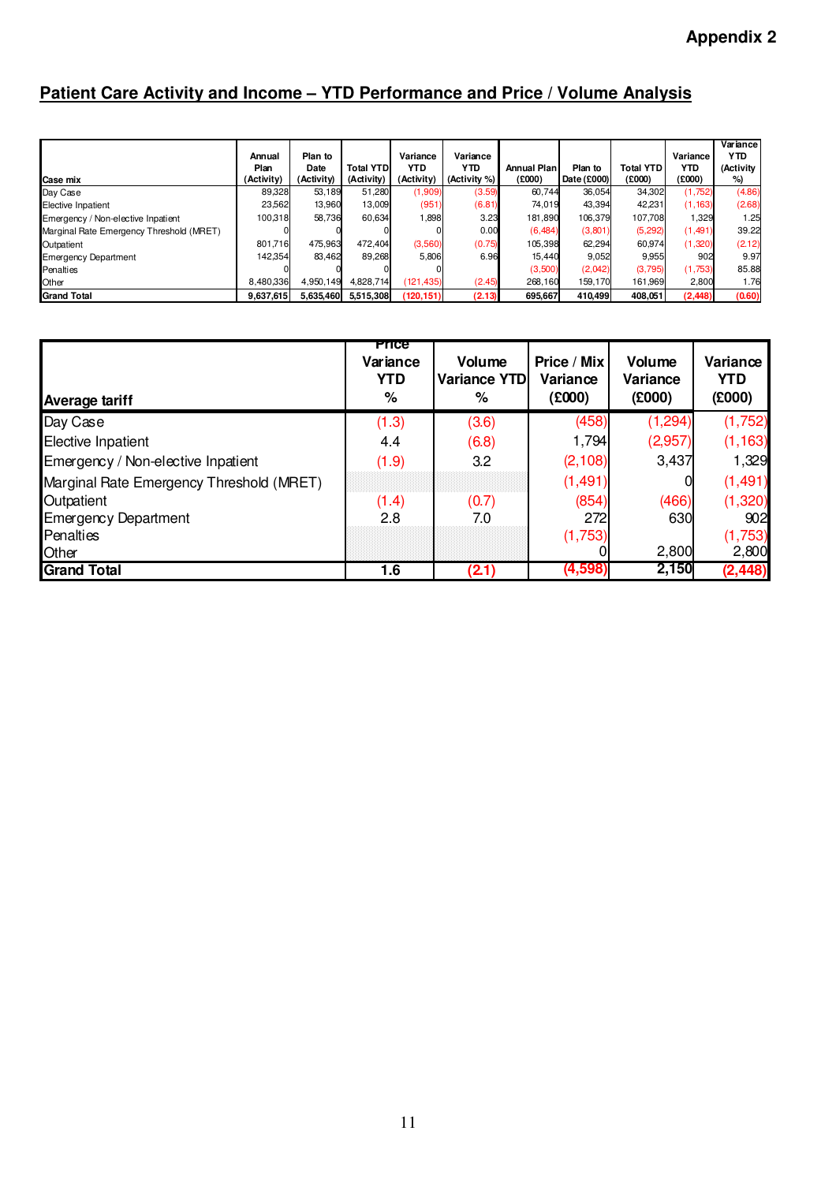**Appendix 2**

## Patient Care Activity and Income – YTD Performance and Price / Volume Analysis

| Case mix | Annual Plan (Activity) | Plan to Date (Activity) | Total YTD (Activity) | Variance YTD (Activity) | Variance YTD (Activity %) | Annual Plan (£000) | Plan to Date (£000) | Total YTD (£000) | Variance YTD (£000) | Variance YTD (Activity %) |
|---|---|---|---|---|---|---|---|---|---|---|
| Day Case | 89,328 | 53,189 | 51,280 | (1,909) | (3.59) | 60,744 | 36,054 | 34,302 | (1,752) | (4.86) |
| Elective Inpatient | 23,562 | 13,960 | 13,009 | (951) | (6.81) | 74,019 | 43,394 | 42,231 | (1,163) | (2.68) |
| Emergency / Non-elective Inpatient | 100,318 | 58,736 | 60,634 | 1,898 | 3.23 | 181,890 | 106,379 | 107,708 | 1,329 | 1.25 |
| Marginal Rate Emergency Threshold (MRET) | 0 | 0 | 0 | 0 | 0.00 | (6,484) | (3,801) | (5,292) | (1,491) | 39.22 |
| Outpatient | 801,716 | 475,963 | 472,404 | (3,560) | (0.75) | 105,398 | 62,294 | 60,974 | (1,320) | (2.12) |
| Emergency Department | 142,354 | 83,462 | 89,268 | 5,806 | 6.96 | 15,440 | 9,052 | 9,955 | 902 | 9.97 |
| Penalties | 0 | 0 | 0 | 0 | | (3,500) | (2,042) | (3,795) | (1,753) | 85.88 |
| Other | 8,480,336 | 4,950,149 | 4,828,714 | (121,435) | (2.45) | 268,160 | 159,170 | 161,969 | 2,800 | 1.76 |
| **Grand Total** | **9,637,615** | **5,635,460** | **5,515,308** | **(120,151)** | **(2.13)** | **695,667** | **410,499** | **408,051** | **(2,448)** | **(0.60)** |

| Average tariff | Price Variance YTD % | Volume Variance YTD % | Price / Mix Variance (£000) | Volume Variance (£000) | Variance YTD (£000) |
|---|---|---|---|---|---|
| Day Case | (1.3) | (3.6) | (458) | (1,294) | (1,752) |
| Elective Inpatient | 4.4 | (6.8) | 1,794 | (2,957) | (1,163) |
| Emergency / Non-elective Inpatient | (1.9) | 3.2 | (2,108) | 3,437 | 1,329 |
| Marginal Rate Emergency Threshold (MRET) | | | (1,491) | 0 | (1,491) |
| Outpatient | (1.4) | (0.7) | (854) | (466) | (1,320) |
| Emergency Department | 2.8 | 7.0 | 272 | 630 | 902 |
| Penalties | | | (1,753) | | (1,753) |
| Other | | | 0 | 2,800 | 2,800 |
| **Grand Total** | **1.6** | **(2.1)** | **(4,598)** | **2,150** | **(2,448)** |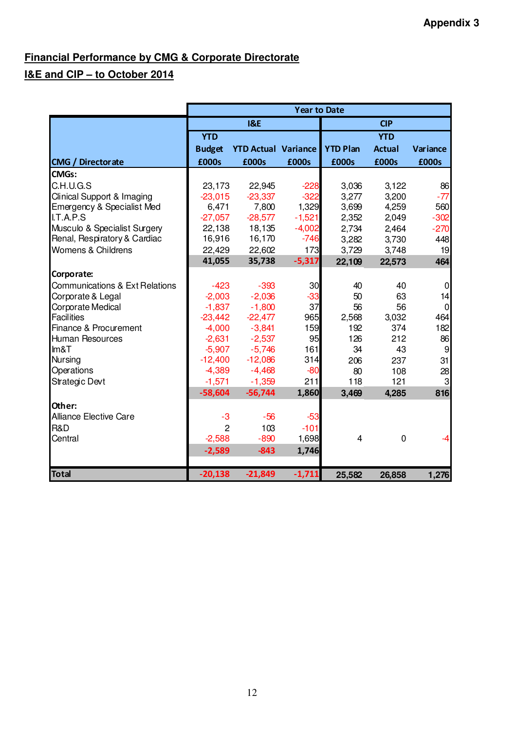**Appendix 3**

## Financial Performance by CMG & Corporate Directorate

## I&E and CIP – to October 2014

| CMG / Directorate | Year to Date | | | | | |
|---|---|---|---|---|---|---|
| | I&E | | | CIP | | |
| | YTD Budget £000s | YTD Actual £000s | Variance £000s | YTD Plan £000s | YTD Actual £000s | Variance £000s |
| **CMGs:** | | | | | | |
| C.H.U.G.S | 23,173 | 22,945 | -228 | 3,036 | 3,122 | 86 |
| Clinical Support & Imaging | -23,015 | -23,337 | -322 | 3,277 | 3,200 | -77 |
| Emergency & Specialist Med | 6,471 | 7,800 | 1,329 | 3,699 | 4,259 | 560 |
| I.T.A.P.S | -27,057 | -28,577 | -1,521 | 2,352 | 2,049 | -302 |
| Musculo & Specialist Surgery | 22,138 | 18,135 | -4,002 | 2,734 | 2,464 | -270 |
| Renal, Respiratory & Cardiac | 16,916 | 16,170 | -746 | 3,282 | 3,730 | 448 |
| Womens & Childrens | 22,429 | 22,602 | 173 | 3,729 | 3,748 | 19 |
| | **41,055** | **35,738** | **-5,317** | **22,109** | **22,573** | **464** |
| **Corporate:** | | | | | | |
| Communications & Ext Relations | -423 | -393 | 30 | 40 | 40 | 0 |
| Corporate & Legal | -2,003 | -2,036 | -33 | 50 | 63 | 14 |
| Corporate Medical | -1,837 | -1,800 | 37 | 56 | 56 | 0 |
| Facilities | -23,442 | -22,477 | 965 | 2,568 | 3,032 | 464 |
| Finance & Procurement | -4,000 | -3,841 | 159 | 192 | 374 | 182 |
| Human Resources | -2,631 | -2,537 | 95 | 126 | 212 | 86 |
| Im&T | -5,907 | -5,746 | 161 | 34 | 43 | 9 |
| Nursing | -12,400 | -12,086 | 314 | 206 | 237 | 31 |
| Operations | -4,389 | -4,468 | -80 | 80 | 108 | 28 |
| Strategic Devt | -1,571 | -1,359 | 211 | 118 | 121 | 3 |
| | **-58,604** | **-56,744** | **1,860** | **3,469** | **4,285** | **816** |
| **Other:** | | | | | | |
| Alliance Elective Care | -3 | -56 | -53 | | | |
| R&D | 2 | 103 | -101 | | | |
| Central | -2,588 | -890 | 1,698 | 4 | 0 | -4 |
| | **-2,589** | **-843** | **1,746** | | | |
| **Total** | **-20,138** | **-21,849** | **-1,711** | **25,582** | **26,858** | **1,276** |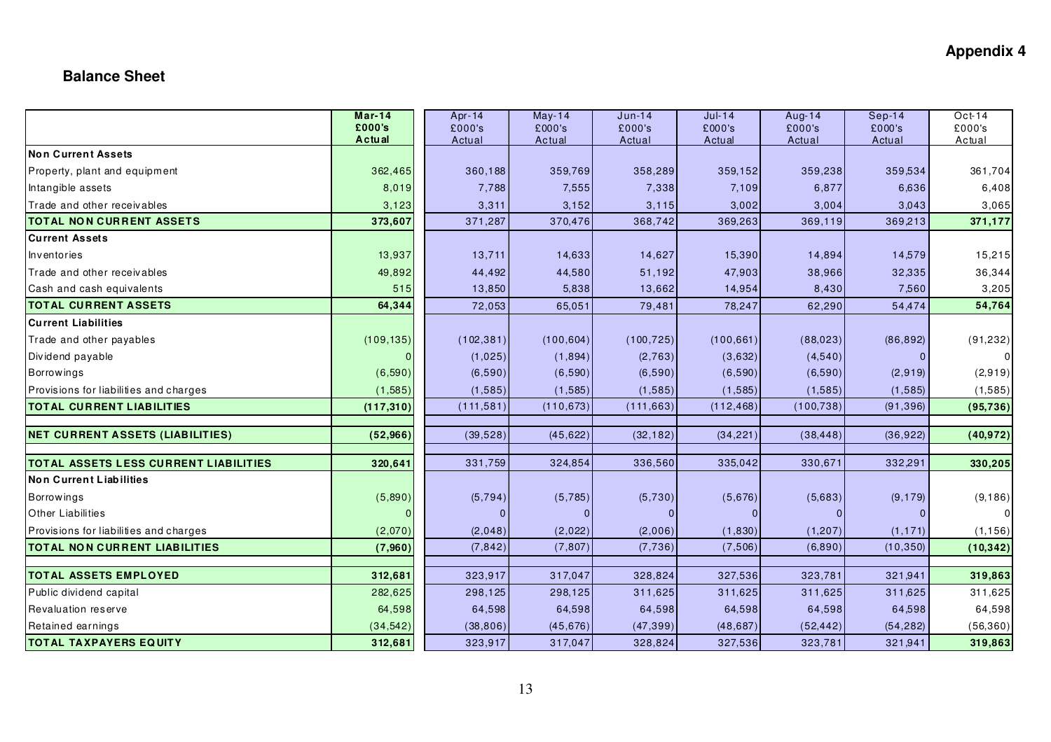**Appendix 4**

## Balance Sheet

| | Mar-14 £000's Actual | Apr-14 £000's Actual | May-14 £000's Actual | Jun-14 £000's Actual | Jul-14 £000's Actual | Aug-14 £000's Actual | Sep-14 £000's Actual | Oct-14 £000's Actual |
|---|---|---|---|---|---|---|---|---|
| **Non Current Assets** | | | | | | | | |
| Property, plant and equipment | 362,465 | 360,188 | 359,769 | 358,289 | 359,152 | 359,238 | 359,534 | 361,704 |
| Intangible assets | 8,019 | 7,788 | 7,555 | 7,338 | 7,109 | 6,877 | 6,636 | 6,408 |
| Trade and other receivables | 3,123 | 3,311 | 3,152 | 3,115 | 3,002 | 3,004 | 3,043 | 3,065 |
| **TOTAL NON CURRENT ASSETS** | **373,607** | 371,287 | 370,476 | 368,742 | 369,263 | 369,119 | 369,213 | **371,177** |
| **Current Assets** | | | | | | | | |
| Inventories | 13,937 | 13,711 | 14,633 | 14,627 | 15,390 | 14,894 | 14,579 | 15,215 |
| Trade and other receivables | 49,892 | 44,492 | 44,580 | 51,192 | 47,903 | 38,966 | 32,335 | 36,344 |
| Cash and cash equivalents | 515 | 13,850 | 5,838 | 13,662 | 14,954 | 8,430 | 7,560 | 3,205 |
| **TOTAL CURRENT ASSETS** | **64,344** | 72,053 | 65,051 | 79,481 | 78,247 | 62,290 | 54,474 | **54,764** |
| **Current Liabilities** | | | | | | | | |
| Trade and other payables | (109,135) | (102,381) | (100,604) | (100,725) | (100,661) | (88,023) | (86,892) | (91,232) |
| Dividend payable | 0 | (1,025) | (1,894) | (2,763) | (3,632) | (4,540) | 0 | 0 |
| Borrowings | (6,590) | (6,590) | (6,590) | (6,590) | (6,590) | (6,590) | (2,919) | (2,919) |
| Provisions for liabilities and charges | (1,585) | (1,585) | (1,585) | (1,585) | (1,585) | (1,585) | (1,585) | (1,585) |
| **TOTAL CURRENT LIABILITIES** | **(117,310)** | (111,581) | (110,673) | (111,663) | (112,468) | (100,738) | (91,396) | **(95,736)** |
| | | | | | | | | |
| **NET CURRENT ASSETS (LIABILITIES)** | **(52,966)** | (39,528) | (45,622) | (32,182) | (34,221) | (38,448) | (36,922) | **(40,972)** |
| | | | | | | | | |
| **TOTAL ASSETS LESS CURRENT LIABILITIES** | **320,641** | 331,759 | 324,854 | 336,560 | 335,042 | 330,671 | 332,291 | **330,205** |
| **Non Current Liabilities** | | | | | | | | |
| Borrowings | (5,890) | (5,794) | (5,785) | (5,730) | (5,676) | (5,683) | (9,179) | (9,186) |
| Other Liabilities | 0 | 0 | 0 | 0 | 0 | 0 | 0 | 0 |
| Provisions for liabilities and charges | (2,070) | (2,048) | (2,022) | (2,006) | (1,830) | (1,207) | (1,171) | (1,156) |
| **TOTAL NON CURRENT LIABILITIES** | **(7,960)** | (7,842) | (7,807) | (7,736) | (7,506) | (6,890) | (10,350) | **(10,342)** |
| | | | | | | | | |
| **TOTAL ASSETS EMPLOYED** | **312,681** | 323,917 | 317,047 | 328,824 | 327,536 | 323,781 | 321,941 | **319,863** |
| Public dividend capital | 282,625 | 298,125 | 298,125 | 311,625 | 311,625 | 311,625 | 311,625 | 311,625 |
| Revaluation reserve | 64,598 | 64,598 | 64,598 | 64,598 | 64,598 | 64,598 | 64,598 | 64,598 |
| Retained earnings | (34,542) | (38,806) | (45,676) | (47,399) | (48,687) | (52,442) | (54,282) | (56,360) |
| **TOTAL TAXPAYERS EQUITY** | **312,681** | 323,917 | 317,047 | 328,824 | 327,536 | 323,781 | 321,941 | **319,863** |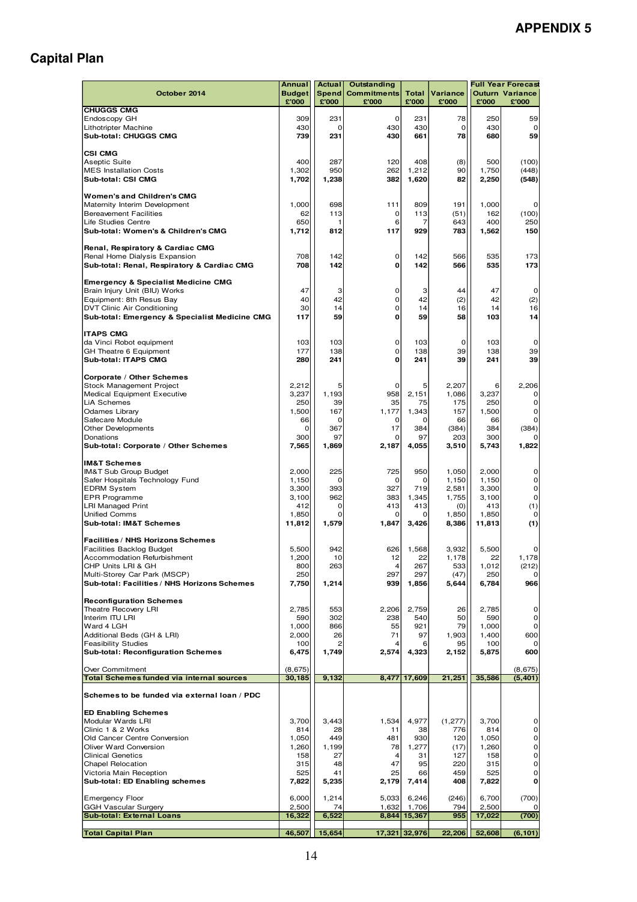# APPENDIX 5

## Capital Plan

| October 2014 | Annual Budget £'000 | Actual Spend £'000 | Outstanding Commitments £'000 | Total £'000 | Variance £'000 | Full Year Forecast Outturn £'000 | Full Year Forecast Variance £'000 |
|---|---|---|---|---|---|---|---|
| **CHUGGS CMG** | | | | | | | |
| Endoscopy GH | 309 | 231 | 0 | 231 | 78 | 250 | 59 |
| Lithotripter Machine | 430 | 0 | 430 | 430 | 0 | 430 | 0 |
| **Sub-total: CHUGGS CMG** | **739** | **231** | **430** | **661** | **78** | **680** | **59** |
| **CSI CMG** | | | | | | | |
| Aseptic Suite | 400 | 287 | 120 | 408 | (8) | 500 | (100) |
| MES Installation Costs | 1,302 | 950 | 262 | 1,212 | 90 | 1,750 | (448) |
| **Sub-total: CSI CMG** | **1,702** | **1,238** | **382** | **1,620** | **82** | **2,250** | **(548)** |
| **Women's and Children's CMG** | | | | | | | |
| Maternity Interim Development | 1,000 | 698 | 111 | 809 | 191 | 1,000 | 0 |
| Bereavement Facilities | 62 | 113 | 0 | 113 | (51) | 162 | (100) |
| Life Studies Centre | 650 | 1 | 6 | 7 | 643 | 400 | 250 |
| **Sub-total: Women's & Children's CMG** | **1,712** | **812** | **117** | **929** | **783** | **1,562** | **150** |
| **Renal, Respiratory & Cardiac CMG** | | | | | | | |
| Renal Home Dialysis Expansion | 708 | 142 | 0 | 142 | 566 | 535 | 173 |
| **Sub-total: Renal, Respiratory & Cardiac CMG** | **708** | **142** | **0** | **142** | **566** | **535** | **173** |
| **Emergency & Specialist Medicine CMG** | | | | | | | |
| Brain Injury Unit (BIU) Works | 47 | 3 | 0 | 3 | 44 | 47 | 0 |
| Equipment: 8th Resus Bay | 40 | 42 | 0 | 42 | (2) | 42 | (2) |
| DVT Clinic Air Conditioning | 30 | 14 | 0 | 14 | 16 | 14 | 16 |
| **Sub-total: Emergency & Specialist Medicine CMG** | **117** | **59** | **0** | **59** | **58** | **103** | **14** |
| **ITAPS CMG** | | | | | | | |
| da Vinci Robot equipment | 103 | 103 | 0 | 103 | 0 | 103 | 0 |
| GH Theatre 6 Equipment | 177 | 138 | 0 | 138 | 39 | 138 | 39 |
| **Sub-total: ITAPS CMG** | **280** | **241** | **0** | **241** | **39** | **241** | **39** |
| **Corporate / Other Schemes** | | | | | | | |
| Stock Management Project | 2,212 | 5 | 0 | 5 | 2,207 | 6 | 2,206 |
| Medical Equipment Executive | 3,237 | 1,193 | 958 | 2,151 | 1,086 | 3,237 | 0 |
| LiA Schemes | 250 | 39 | 35 | 75 | 175 | 250 | 0 |
| Odames Library | 1,500 | 167 | 1,177 | 1,343 | 157 | 1,500 | 0 |
| Safecare Module | 66 | 0 | 0 | 0 | 66 | 66 | 0 |
| Other Developments | 0 | 367 | 17 | 384 | (384) | 384 | (384) |
| Donations | 300 | 97 | 0 | 97 | 203 | 300 | 0 |
| **Sub-total: Corporate / Other Schemes** | **7,565** | **1,869** | **2,187** | **4,055** | **3,510** | **5,743** | **1,822** |
| **IM&T Schemes** | | | | | | | |
| IM&T Sub Group Budget | 2,000 | 225 | 725 | 950 | 1,050 | 2,000 | 0 |
| Safer Hospitals Technology Fund | 1,150 | 0 | 0 | 0 | 1,150 | 1,150 | 0 |
| EDRM System | 3,300 | 393 | 327 | 719 | 2,581 | 3,300 | 0 |
| EPR Programme | 3,100 | 962 | 383 | 1,345 | 1,755 | 3,100 | 0 |
| LRI Managed Print | 412 | 0 | 413 | 413 | (0) | 413 | (1) |
| Unified Comms | 1,850 | 0 | 0 | 0 | 1,850 | 1,850 | 0 |
| **Sub-total: IM&T Schemes** | **11,812** | **1,579** | **1,847** | **3,426** | **8,386** | **11,813** | **(1)** |
| **Facilities / NHS Horizons Schemes** | | | | | | | |
| Facilities Backlog Budget | 5,500 | 942 | 626 | 1,568 | 3,932 | 5,500 | 0 |
| Accommodation Refurbishment | 1,200 | 10 | 12 | 22 | 1,178 | 22 | 1,178 |
| CHP Units LRI & GH | 800 | 263 | 4 | 267 | 533 | 1,012 | (212) |
| Multi-Storey Car Park (MSCP) | 250 | | 297 | 297 | (47) | 250 | 0 |
| **Sub-total: Facilities / NHS Horizons Schemes** | **7,750** | **1,214** | **939** | **1,856** | **5,644** | **6,784** | **966** |
| **Reconfiguration Schemes** | | | | | | | |
| Theatre Recovery LRI | 2,785 | 553 | 2,206 | 2,759 | 26 | 2,785 | 0 |
| Interim ITU LRI | 590 | 302 | 238 | 540 | 50 | 590 | 0 |
| Ward 4 LGH | 1,000 | 866 | 55 | 921 | 79 | 1,000 | 0 |
| Additional Beds (GH & LRI) | 2,000 | 26 | 71 | 97 | 1,903 | 1,400 | 600 |
| Feasibility Studies | 100 | 2 | 4 | 6 | 95 | 100 | 0 |
| **Sub-total: Reconfiguration Schemes** | **6,475** | **1,749** | **2,574** | **4,323** | **2,152** | **5,875** | **600** |
| Over Commitment | (8,675) | | | | | | (8,675) |
| **Total Schemes funded via internal sources** | **30,185** | **9,132** | **8,477** | **17,609** | **21,251** | **35,586** | **(5,401)** |
| **Schemes to be funded via external loan / PDC** | | | | | | | |
| **ED Enabling Schemes** | | | | | | | |
| Modular Wards LRI | 3,700 | 3,443 | 1,534 | 4,977 | (1,277) | 3,700 | 0 |
| Clinic 1 & 2 Works | 814 | 28 | 11 | 38 | 776 | 814 | 0 |
| Old Cancer Centre Conversion | 1,050 | 449 | 481 | 930 | 120 | 1,050 | 0 |
| Oliver Ward Conversion | 1,260 | 1,199 | 78 | 1,277 | (17) | 1,260 | 0 |
| Clinical Genetics | 158 | 27 | 4 | 31 | 127 | 158 | 0 |
| Chapel Relocation | 315 | 48 | 47 | 95 | 220 | 315 | 0 |
| Victoria Main Reception | 525 | 41 | 25 | 66 | 459 | 525 | 0 |
| **Sub-total: ED Enabling schemes** | **7,822** | **5,235** | **2,179** | **7,414** | **408** | **7,822** | **0** |
| Emergency Floor | 6,000 | 1,214 | 5,033 | 6,246 | (246) | 6,700 | (700) |
| GGH Vascular Surgery | 2,500 | 74 | 1,632 | 1,706 | 794 | 2,500 | 0 |
| **Sub-total: External Loans** | **16,322** | **6,522** | **8,844** | **15,367** | **955** | **17,022** | **(700)** |
| **Total Capital Plan** | **46,507** | **15,654** | **17,321** | **32,976** | **22,206** | **52,608** | **(6,101)** |